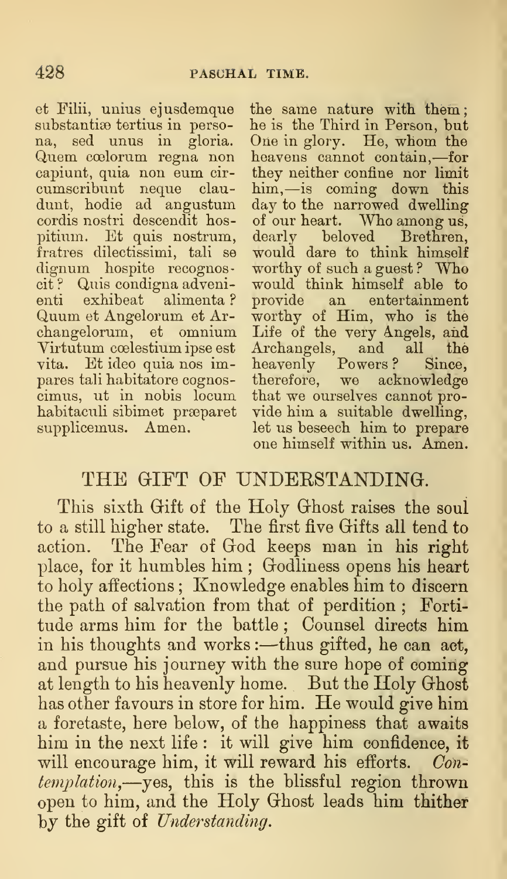et Filii, unius ejusdemque substantiæ tertius in persona, sed unus in gloria. Quem cœlorum regna non capiunt, quia non eum circumscribunt neque claudunt, hodie ad angustum cordis nostri descendit hospitium. Et quis nostrum, fratres dilectissimi, tali se dignum hospite recognoscit? Quis condigna advenienti exhibeat alimenta? Quum et Angelorum et Archangelorum, et omnium Virtutum cœlestium ipse est vita. Et ideo quia nos impares tali habitatore cognoscimus, ut in nobis locum habitaculi sibimet præparet supplicemus. Amen.

the same nature with them; he is the Third in Person, but One in glory. He, whom the heavens cannot contain,—for they neither confine nor limit him,—is coming down this day to the narrowed dwelling of our heart. Who among us, dearly beloved Brethren, would dare to think himself worthy of such a guest? Who would think himself able to provide an entertainment worthy of Him, who is the Life of the very Angels, and Archangels, and all the heavenly Powers? Since, therefore, we acknowledge that we ourselves cannot provide him a suitable dwelling, let us beseech him to prepare one himself within us. Amen.

## THE GIFT OF UNDERSTANDING.

This sixth Gift of the Holy Ghost raises the soul to a still higher state. The first five Gifts all tend to action. The Fear of God keeps man in his right place, for it humbles him; Godliness opens his heart to holy affections; Knowledge enables him to discern the path of salvation from that of perdition; Fortitude arms him for the battle; Counsel directs him in his thoughts and works:—thus gifted, he can act, and pursue his journey with the sure hope of coming at length to his heavenly home. But the Holy Ghost has other favours in store for him. He would give him a foretaste, here below, of the happiness that awaits him in the next life: it will give him confidence, it will encourage him, it will reward his efforts. *Contemplation*,—yes, this is the blissful region thrown open to him, and the Holy Ghost leads him thither by the gift of *Understanding*.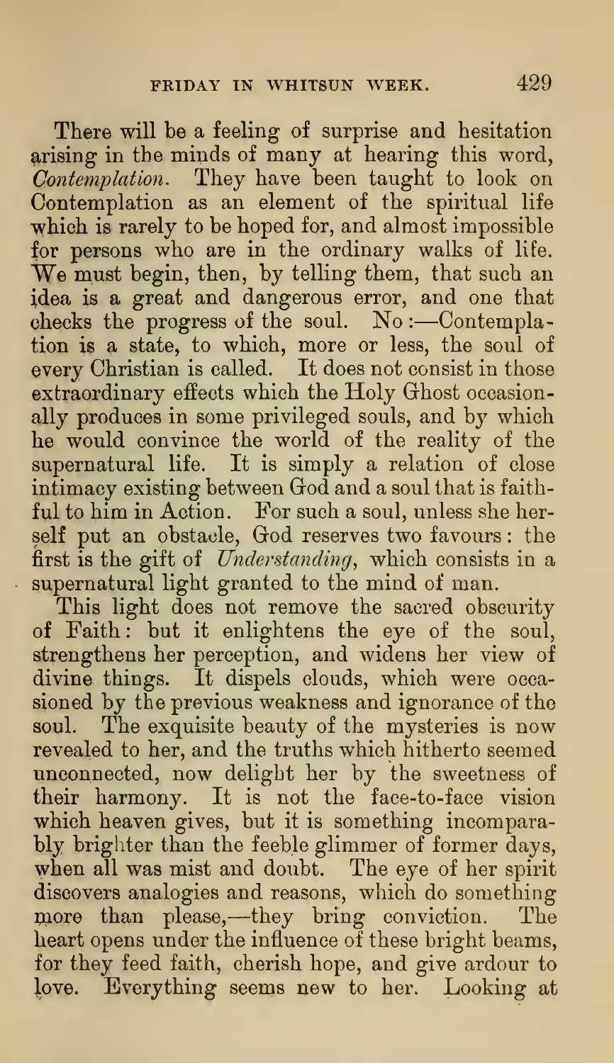There will be a feeling of surprise and hesitation arising in the minds of many at hearing this word, *Contemplation*. They have been taught to look on Contemplation as an element of the spiritual life which is rarely to be hoped for, and almost impossible for persons who are in the ordinary walks of life. We must begin, then, by telling them, that such an idea is a great and dangerous error, and one that checks the progress of the soul. No:—Contemplation is a state, to which, more or less, the soul of every Christian is called. It does not consist in those extraordinary effects which the Holy Ghost occasionally produces in some privileged souls, and by which he would convince the world of the reality of the supernatural life. It is simply a relation of close intimacy existing between God and a soul that is faithful to him in Action. For such a soul, unless she herself put an obstacle, God reserves two favours: the first is the gift of *Understanding*, which consists in a supernatural light granted to the mind of man.

This light does not remove the sacred obscurity of Faith: but it enlightens the eye of the soul, strengthens her perception, and widens her view of divine things. It dispels clouds, which were occasioned by the previous weakness and ignorance of the soul. The exquisite beauty of the mysteries is now revealed to her, and the truths which hitherto seemed unconnected, now delight her by the sweetness of their harmony. It is not the face-to-face vision which heaven gives, but it is something incomparably brighter than the feeble glimmer of former days, when all was mist and doubt. The eye of her spirit discovers analogies and reasons, which do something more than please,—they bring conviction. The heart opens under the influence of these bright beams, for they feed faith, cherish hope, and give ardour to love. Everything seems new to her. Looking at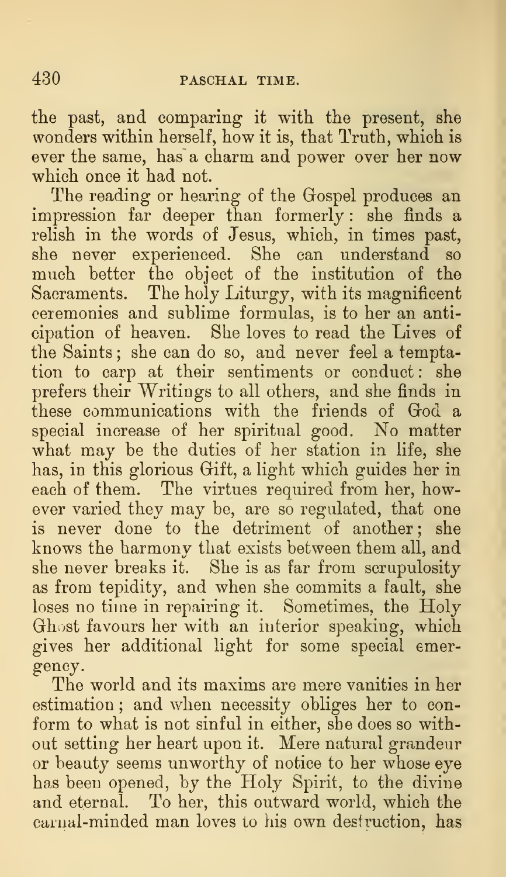the past, and comparing it with the present, she wonders within herself, how it is, that Truth, which is ever the same, has a charm and power over her now which once it had not.

The reading or hearing of the Gospel produces an impression far deeper than formerly: she finds a relish in the words of Jesus, which, in times past, she never experienced. She can understand so much better the object of the institution of the Sacraments. The holy Liturgy, with its magnificent ceremonies and sublime formulas, is to her an anticipation of heaven. She loves to read the Lives of the Saints; she can do so, and never feel a temptation to carp at their sentiments or conduct: she prefers their Writings to all others, and she finds in these communications with the friends of God a special increase of her spiritual good. No matter what may be the duties of her station in life, she has, in this glorious Gift, a light which guides her in each of them. The virtues required from her, however varied they may be, are so regulated, that one is never done to the detriment of another; she knows the harmony that exists between them all, and she never breaks it. She is as far from scrupulosity as from tepidity, and when she commits a fault, she loses no time in repairing it. Sometimes, the Holy Ghost favours her with an interior speaking, which gives her additional light for some special emergency.

The world and its maxims are mere vanities in her estimation; and when necessity obliges her to conform to what is not sinful in either, she does so without setting her heart upon it. Mere natural grandeur or beauty seems unworthy of notice to her whose eye has been opened, by the Holy Spirit, to the divine and eternal. To her, this outward world, which the carnal-minded man loves to his own destruction, has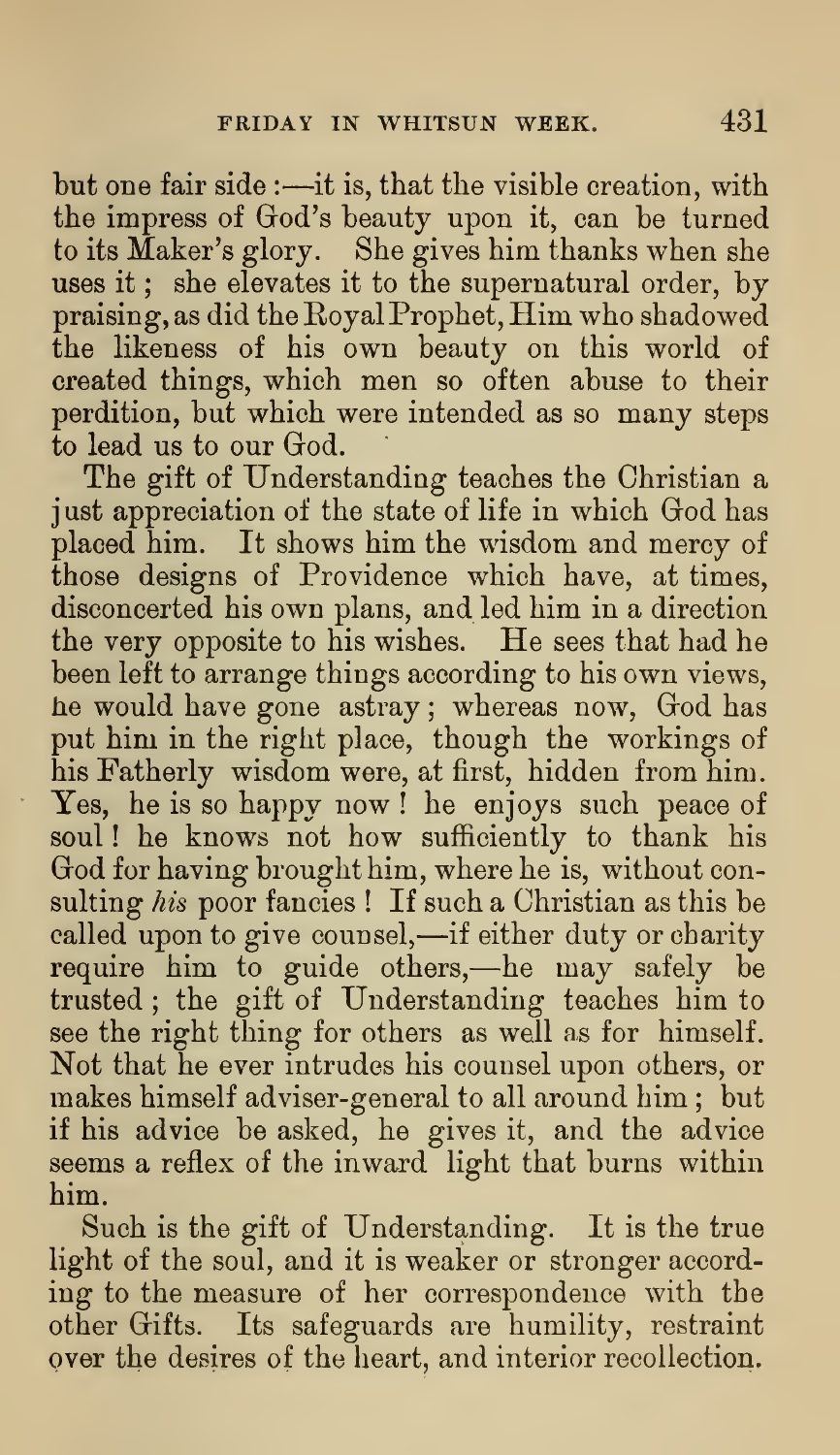but one fair side :—it is, that the visible creation, with the impress of God's beauty upon it, can be turned to its Maker's glory. She gives him thanks when she uses it ; she elevates it to the supernatural order, by praising, as did the Royal Prophet, Him who shadowed the likeness of his own beauty on this world of created things, which men so often abuse to their perdition, but which were intended as so many steps to lead us to our God.

The gift of Understanding teaches the Christian a just appreciation of the state of life in which God has placed him. It shows him the wisdom and mercy of those designs of Providence which have, at times, disconcerted his own plans, and led him in a direction the very opposite to his wishes. He sees that had he been left to arrange things according to his own views, he would have gone astray ; whereas now, God has put him in the right place, though the workings of his Fatherly wisdom were, at first, hidden from him. Yes, he is so happy now ! he enjoys such peace of soul ! he knows not how sufficiently to thank his God for having brought him, where he is, without consulting *his* poor fancies ! If such a Christian as this be called upon to give counsel,—if either duty or charity require him to guide others,—he may safely be trusted ; the gift of Understanding teaches him to see the right thing for others as well as for himself. Not that he ever intrudes his counsel upon others, or makes himself adviser-general to all around him ; but if his advice be asked, he gives it, and the advice seems a reflex of the inward light that burns within him.

Such is the gift of Understanding. It is the true light of the soul, and it is weaker or stronger according to the measure of her correspondence with the other Gifts. Its safeguards are humility, restraint over the desires of the heart, and interior recollection.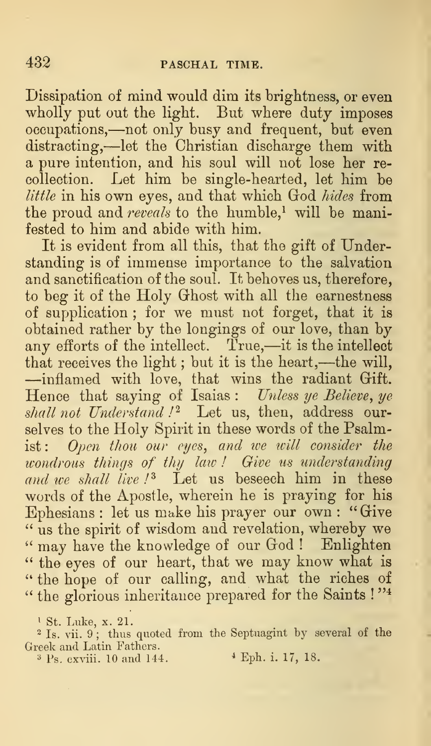Dissipation of mind would dim its brightness, or even wholly put out the light. But where duty imposes occupations,—not only busy and frequent, but even distracting,—let the Christian discharge them with a pure intention, and his soul will not lose her recollection. Let him be single-hearted, let him be *little* in his own eyes, and that which God *hides* from the proud and *reveals* to the humble,[1] will be manifested to him and abide with him.

It is evident from all this, that the gift of Understanding is of immense importance to the salvation and sanctification of the soul. It behoves us, therefore, to beg it of the Holy Ghost with all the earnestness of supplication; for we must not forget, that it is obtained rather by the longings of our love, than by any efforts of the intellect. True,—it is the intellect that receives the light; but it is the heart,—the will, —inflamed with love, that wins the radiant Gift. Hence that saying of Isaias: *Unless ye Believe, ye shall not Understand!*[2] Let us, then, address ourselves to the Holy Spirit in these words of the Psalmist: *Open thou our eyes, and we will consider the wondrous things of thy law! Give us understanding and we shall live!*[3] Let us beseech him in these words of the Apostle, wherein he is praying for his Ephesians: let us make his prayer our own: "Give "us the spirit of wisdom and revelation, whereby we "may have the knowledge of our God! Enlighten "the eyes of our heart, that we may know what is "the hope of our calling, and what the riches of "the glorious inheritance prepared for the Saints!"[4]

---

[1] St. Luke, x. 21.

[2] Is. vii. 9; thus quoted from the Septuagint by several of the Greek and Latin Fathers.

[3] Ps. cxviii. 10 and 144.

[4] Eph. i. 17, 18.